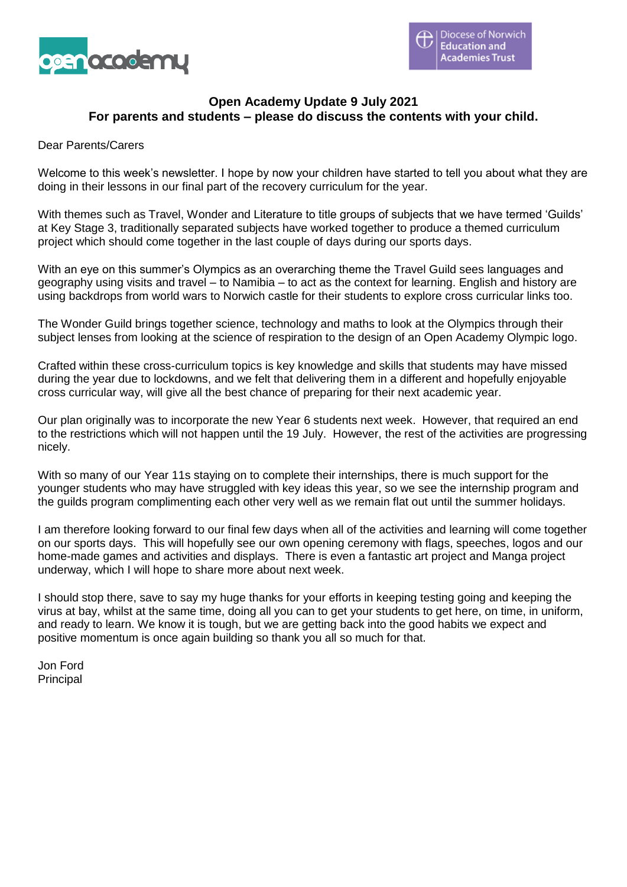# Open Academy Update 9 July 2021

**For parents and students – please do discuss the contents with your child.**

Dear Parents/Carers

Welcome to this week's newsletter. I hope by now your children have started to tell you about what they are doing in their lessons in our final part of the recovery curriculum for the year.

With themes such as Travel, Wonder and Literature to title groups of subjects that we have termed 'Guilds' at Key Stage 3, traditionally separated subjects have worked together to produce a themed curriculum project which should come together in the last couple of days during our sports days.

With an eye on this summer's Olympics as an overarching theme the Travel Guild sees languages and geography using visits and travel – to Namibia – to act as the context for learning. English and history are using backdrops from world wars to Norwich castle for their students to explore cross curricular links too.

The Wonder Guild brings together science, technology and maths to look at the Olympics through their subject lenses from looking at the science of respiration to the design of an Open Academy Olympic logo.

Crafted within these cross-curriculum topics is key knowledge and skills that students may have missed during the year due to lockdowns, and we felt that delivering them in a different and hopefully enjoyable cross curricular way, will give all the best chance of preparing for their next academic year.

Our plan originally was to incorporate the new Year 6 students next week. However, that required an end to the restrictions which will not happen until the 19 July. However, the rest of the activities are progressing nicely.

With so many of our Year 11s staying on to complete their internships, there is much support for the younger students who may have struggled with key ideas this year, so we see the internship program and the guilds program complimenting each other very well as we remain flat out until the summer holidays.

I am therefore looking forward to our final few days when all of the activities and learning will come together on our sports days. This will hopefully see our own opening ceremony with flags, speeches, logos and our home-made games and activities and displays. There is even a fantastic art project and Manga project underway, which I will hope to share more about next week.

I should stop there, save to say my huge thanks for your efforts in keeping testing going and keeping the virus at bay, whilst at the same time, doing all you can to get your students to get here, on time, in uniform, and ready to learn. We know it is tough, but we are getting back into the good habits we expect and positive momentum is once again building so thank you all so much for that.

Jon Ford
Principal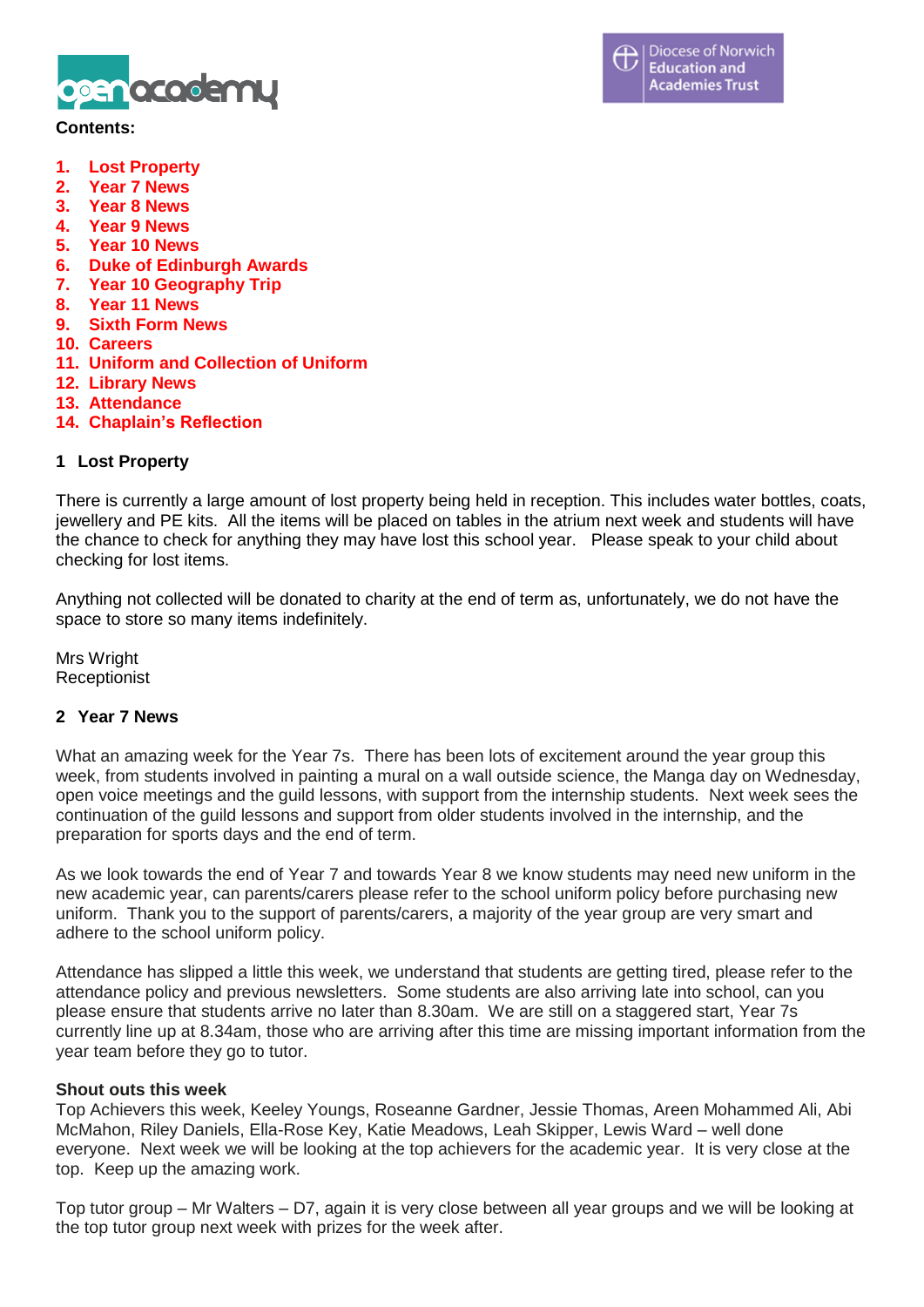**Contents:**

1. Lost Property
2. Year 7 News
3. Year 8 News
4. Year 9 News
5. Year 10 News
6. Duke of Edinburgh Awards
7. Year 10 Geography Trip
8. Year 11 News
9. Sixth Form News
10. Careers
11. Uniform and Collection of Uniform
12. Library News
13. Attendance
14. Chaplain's Reflection

## 1 Lost Property

There is currently a large amount of lost property being held in reception. This includes water bottles, coats, jewellery and PE kits. All the items will be placed on tables in the atrium next week and students will have the chance to check for anything they may have lost this school year. Please speak to your child about checking for lost items.

Anything not collected will be donated to charity at the end of term as, unfortunately, we do not have the space to store so many items indefinitely.

Mrs Wright
Receptionist

## 2 Year 7 News

What an amazing week for the Year 7s. There has been lots of excitement around the year group this week, from students involved in painting a mural on a wall outside science, the Manga day on Wednesday, open voice meetings and the guild lessons, with support from the internship students. Next week sees the continuation of the guild lessons and support from older students involved in the internship, and the preparation for sports days and the end of term.

As we look towards the end of Year 7 and towards Year 8 we know students may need new uniform in the new academic year, can parents/carers please refer to the school uniform policy before purchasing new uniform. Thank you to the support of parents/carers, a majority of the year group are very smart and adhere to the school uniform policy.

Attendance has slipped a little this week, we understand that students are getting tired, please refer to the attendance policy and previous newsletters. Some students are also arriving late into school, can you please ensure that students arrive no later than 8.30am. We are still on a staggered start, Year 7s currently line up at 8.34am, those who are arriving after this time are missing important information from the year team before they go to tutor.

**Shout outs this week**
Top Achievers this week, Keeley Youngs, Roseanne Gardner, Jessie Thomas, Areen Mohammed Ali, Abi McMahon, Riley Daniels, Ella-Rose Key, Katie Meadows, Leah Skipper, Lewis Ward – well done everyone. Next week we will be looking at the top achievers for the academic year. It is very close at the top. Keep up the amazing work.

Top tutor group – Mr Walters – D7, again it is very close between all year groups and we will be looking at the top tutor group next week with prizes for the week after.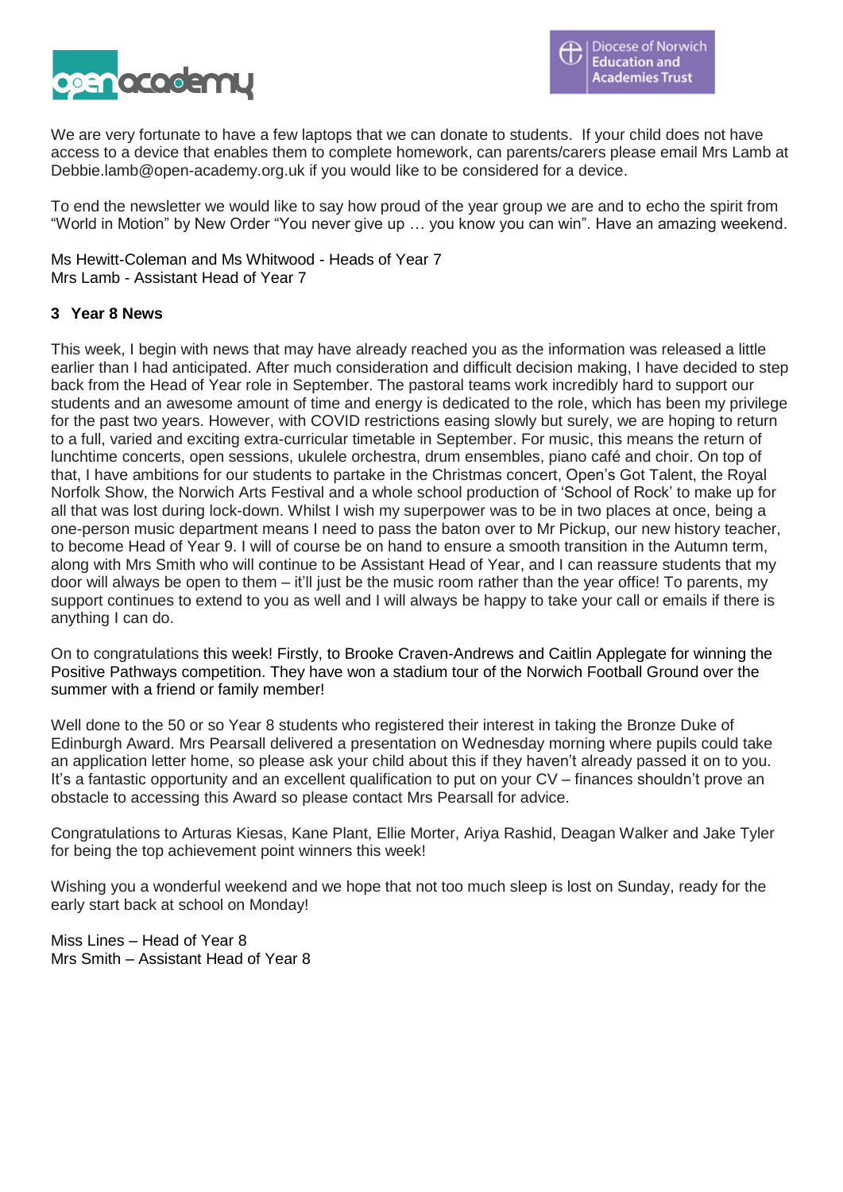We are very fortunate to have a few laptops that we can donate to students. If your child does not have access to a device that enables them to complete homework, can parents/carers please email Mrs Lamb at Debbie.lamb@open-academy.org.uk if you would like to be considered for a device.

To end the newsletter we would like to say how proud of the year group we are and to echo the spirit from "World in Motion" by New Order "You never give up … you know you can win". Have an amazing weekend.

Ms Hewitt-Coleman and Ms Whitwood - Heads of Year 7
Mrs Lamb - Assistant Head of Year 7

## 3 Year 8 News

This week, I begin with news that may have already reached you as the information was released a little earlier than I had anticipated. After much consideration and difficult decision making, I have decided to step back from the Head of Year role in September. The pastoral teams work incredibly hard to support our students and an awesome amount of time and energy is dedicated to the role, which has been my privilege for the past two years. However, with COVID restrictions easing slowly but surely, we are hoping to return to a full, varied and exciting extra-curricular timetable in September. For music, this means the return of lunchtime concerts, open sessions, ukulele orchestra, drum ensembles, piano café and choir. On top of that, I have ambitions for our students to partake in the Christmas concert, Open's Got Talent, the Royal Norfolk Show, the Norwich Arts Festival and a whole school production of 'School of Rock' to make up for all that was lost during lock-down. Whilst I wish my superpower was to be in two places at once, being a one-person music department means I need to pass the baton over to Mr Pickup, our new history teacher, to become Head of Year 9. I will of course be on hand to ensure a smooth transition in the Autumn term, along with Mrs Smith who will continue to be Assistant Head of Year, and I can reassure students that my door will always be open to them – it'll just be the music room rather than the year office! To parents, my support continues to extend to you as well and I will always be happy to take your call or emails if there is anything I can do.

On to congratulations this week! Firstly, to Brooke Craven-Andrews and Caitlin Applegate for winning the Positive Pathways competition. They have won a stadium tour of the Norwich Football Ground over the summer with a friend or family member!

Well done to the 50 or so Year 8 students who registered their interest in taking the Bronze Duke of Edinburgh Award. Mrs Pearsall delivered a presentation on Wednesday morning where pupils could take an application letter home, so please ask your child about this if they haven't already passed it on to you. It's a fantastic opportunity and an excellent qualification to put on your CV – finances shouldn't prove an obstacle to accessing this Award so please contact Mrs Pearsall for advice.

Congratulations to Arturas Kiesas, Kane Plant, Ellie Morter, Ariya Rashid, Deagan Walker and Jake Tyler for being the top achievement point winners this week!

Wishing you a wonderful weekend and we hope that not too much sleep is lost on Sunday, ready for the early start back at school on Monday!

Miss Lines – Head of Year 8
Mrs Smith – Assistant Head of Year 8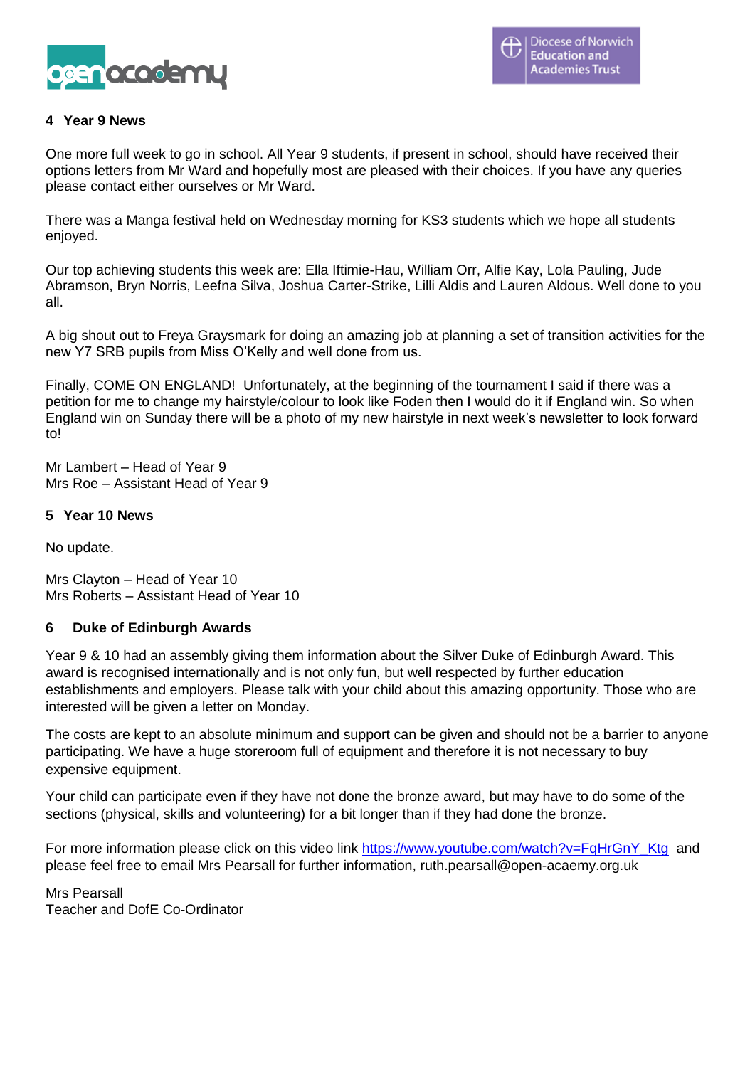## 4 Year 9 News

One more full week to go in school. All Year 9 students, if present in school, should have received their options letters from Mr Ward and hopefully most are pleased with their choices. If you have any queries please contact either ourselves or Mr Ward.

There was a Manga festival held on Wednesday morning for KS3 students which we hope all students enjoyed.

Our top achieving students this week are: Ella Iftimie-Hau, William Orr, Alfie Kay, Lola Pauling, Jude Abramson, Bryn Norris, Leefna Silva, Joshua Carter-Strike, Lilli Aldis and Lauren Aldous. Well done to you all.

A big shout out to Freya Graysmark for doing an amazing job at planning a set of transition activities for the new Y7 SRB pupils from Miss O'Kelly and well done from us.

Finally, COME ON ENGLAND! Unfortunately, at the beginning of the tournament I said if there was a petition for me to change my hairstyle/colour to look like Foden then I would do it if England win. So when England win on Sunday there will be a photo of my new hairstyle in next week's newsletter to look forward to!

Mr Lambert – Head of Year 9
Mrs Roe – Assistant Head of Year 9

## 5 Year 10 News

No update.

Mrs Clayton – Head of Year 10
Mrs Roberts – Assistant Head of Year 10

## 6 Duke of Edinburgh Awards

Year 9 & 10 had an assembly giving them information about the Silver Duke of Edinburgh Award. This award is recognised internationally and is not only fun, but well respected by further education establishments and employers. Please talk with your child about this amazing opportunity. Those who are interested will be given a letter on Monday.

The costs are kept to an absolute minimum and support can be given and should not be a barrier to anyone participating. We have a huge storeroom full of equipment and therefore it is not necessary to buy expensive equipment.

Your child can participate even if they have not done the bronze award, but may have to do some of the sections (physical, skills and volunteering) for a bit longer than if they had done the bronze.

For more information please click on this video link https://www.youtube.com/watch?v=FqHrGnY_Ktg and please feel free to email Mrs Pearsall for further information, ruth.pearsall@open-acaemy.org.uk

Mrs Pearsall
Teacher and DofE Co-Ordinator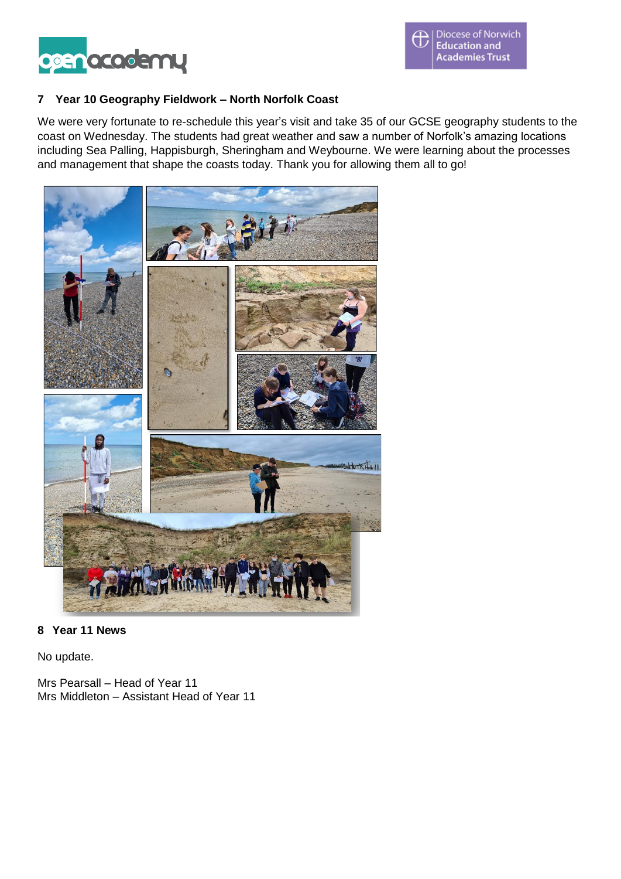## 7 Year 10 Geography Fieldwork – North Norfolk Coast

We were very fortunate to re-schedule this year's visit and take 35 of our GCSE geography students to the coast on Wednesday. The students had great weather and saw a number of Norfolk's amazing locations including Sea Palling, Happisburgh, Sheringham and Weybourne. We were learning about the processes and management that shape the coasts today. Thank you for allowing them all to go!

## 8 Year 11 News

No update.

Mrs Pearsall – Head of Year 11
Mrs Middleton – Assistant Head of Year 11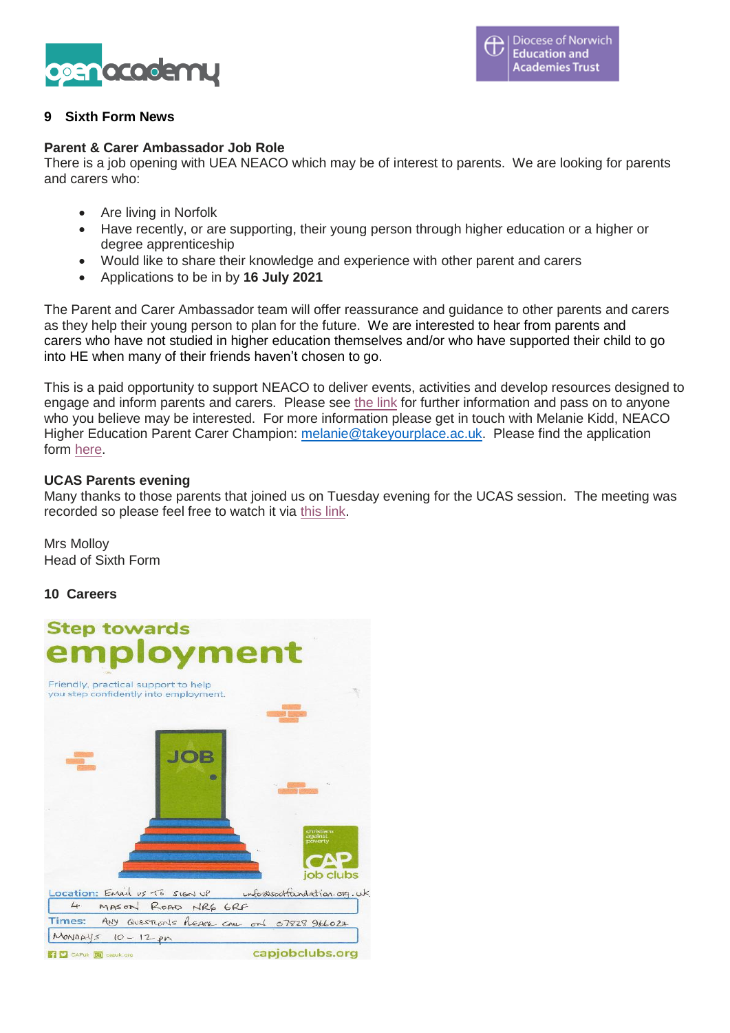## 9 Sixth Form News

### Parent & Carer Ambassador Job Role

There is a job opening with UEA NEACO which may be of interest to parents. We are looking for parents and carers who:

- Are living in Norfolk
- Have recently, or are supporting, their young person through higher education or a higher or degree apprenticeship
- Would like to share their knowledge and experience with other parent and carers
- Applications to be in by **16 July 2021**

The Parent and Carer Ambassador team will offer reassurance and guidance to other parents and carers as they help their young person to plan for the future. We are interested to hear from parents and carers who have not studied in higher education themselves and/or who have supported their child to go into HE when many of their friends haven't chosen to go.

This is a paid opportunity to support NEACO to deliver events, activities and develop resources designed to engage and inform parents and carers. Please see the link for further information and pass on to anyone who you believe may be interested. For more information please get in touch with Melanie Kidd, NEACO Higher Education Parent Carer Champion: melanie@takeyourplace.ac.uk. Please find the application form here.

### UCAS Parents evening

Many thanks to those parents that joined us on Tuesday evening for the UCAS session. The meeting was recorded so please feel free to watch it via this link.

Mrs Molloy
Head of Sixth Form

## 10 Careers

**Step towards employment**

Friendly, practical support to help you step confidently into employment.

JOB

christians against poverty
CAP job clubs

Location: Email us to sign up info@soofoundation.org.uk
4 Mason Road NR6 6RF

Times: Any questions please call on 07828 966024
Mondays 10 – 12 pm

CAPuk capuk.org

capjobclubs.org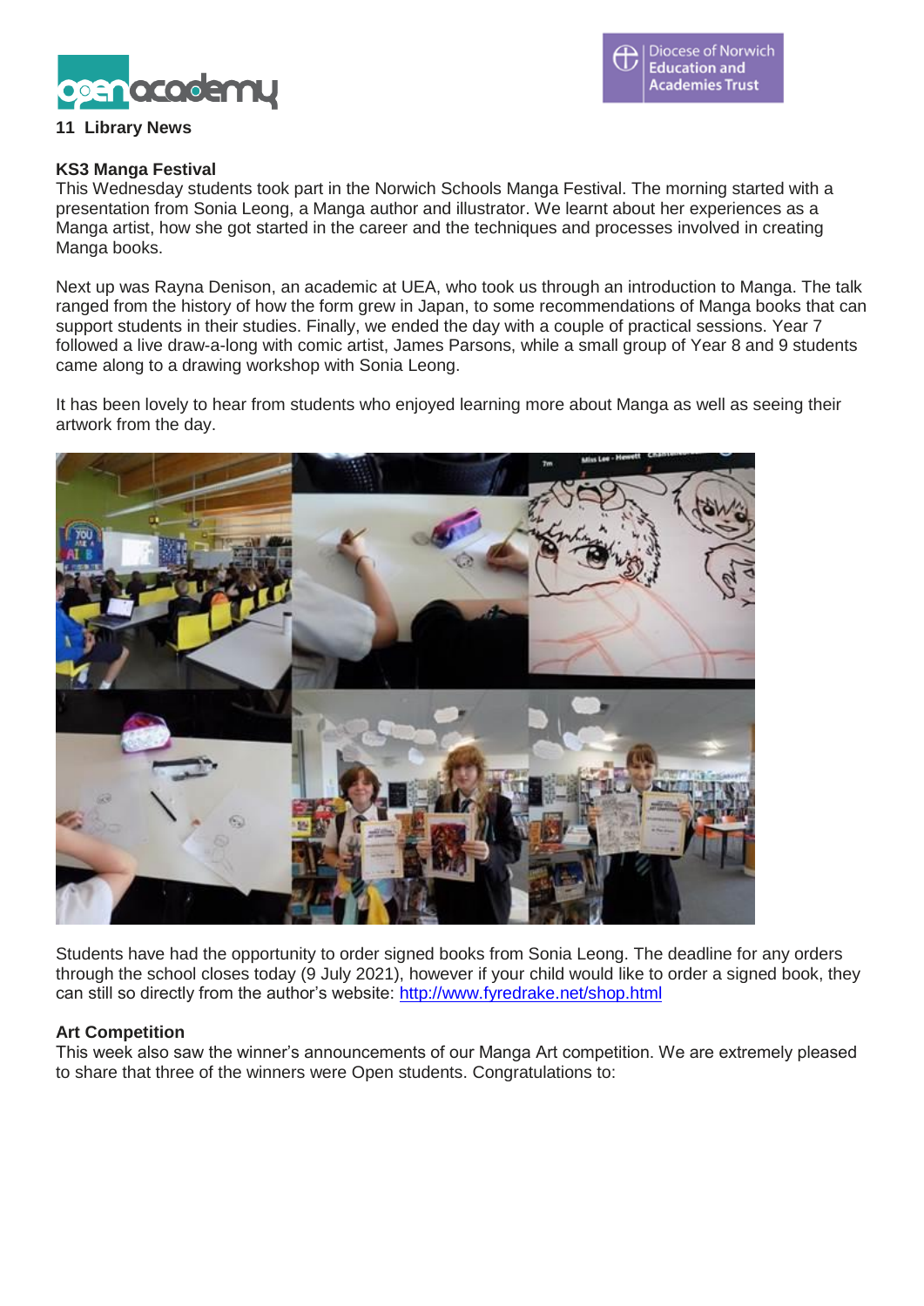## 11 Library News

### KS3 Manga Festival

This Wednesday students took part in the Norwich Schools Manga Festival. The morning started with a presentation from Sonia Leong, a Manga author and illustrator. We learnt about her experiences as a Manga artist, how she got started in the career and the techniques and processes involved in creating Manga books.

Next up was Rayna Denison, an academic at UEA, who took us through an introduction to Manga. The talk ranged from the history of how the form grew in Japan, to some recommendations of Manga books that can support students in their studies. Finally, we ended the day with a couple of practical sessions. Year 7 followed a live draw-a-long with comic artist, James Parsons, while a small group of Year 8 and 9 students came along to a drawing workshop with Sonia Leong.

It has been lovely to hear from students who enjoyed learning more about Manga as well as seeing their artwork from the day.

Students have had the opportunity to order signed books from Sonia Leong. The deadline for any orders through the school closes today (9 July 2021), however if your child would like to order a signed book, they can still so directly from the author's website: [http://www.fyredrake.net/shop.html](http://www.fyredrake.net/shop.html)

### Art Competition

This week also saw the winner's announcements of our Manga Art competition. We are extremely pleased to share that three of the winners were Open students. Congratulations to: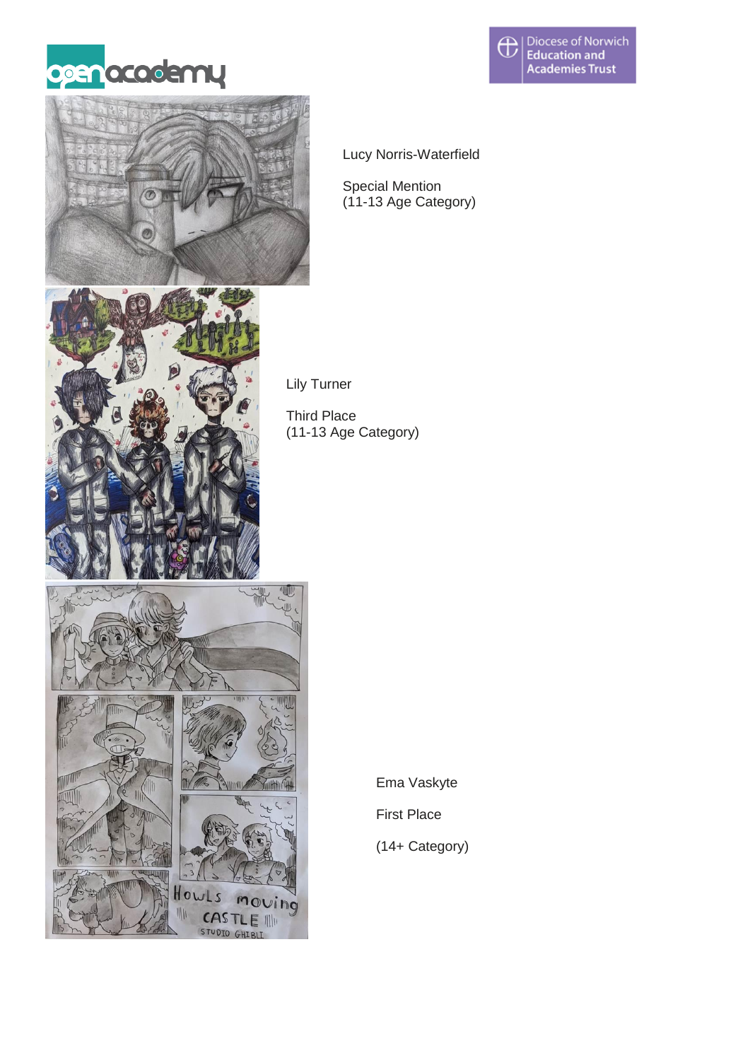Lucy Norris-Waterfield

Special Mention
(11-13 Age Category)

Lily Turner

Third Place
(11-13 Age Category)

Ema Vaskyte

First Place

(14+ Category)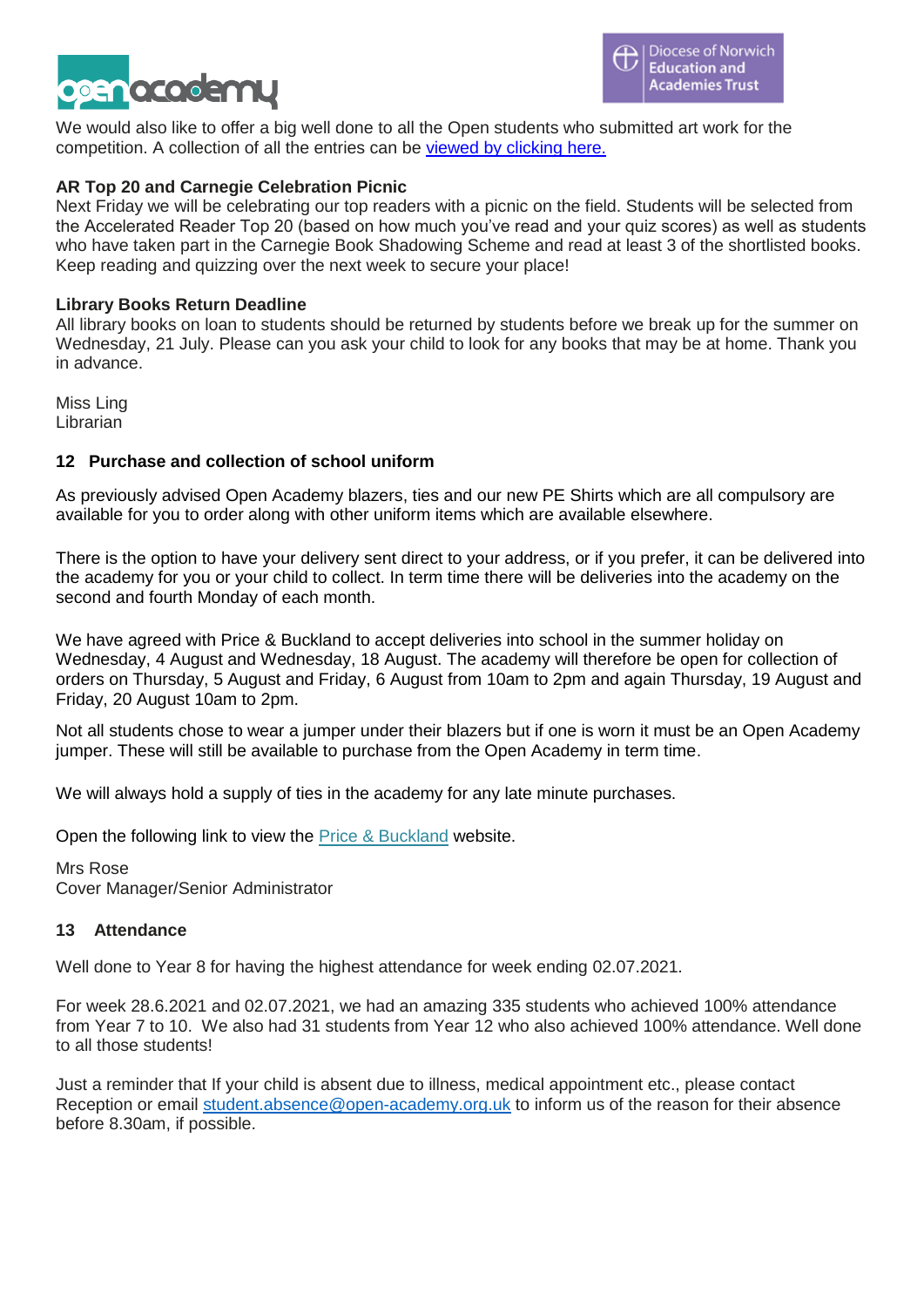We would also like to offer a big well done to all the Open students who submitted art work for the competition. A collection of all the entries can be viewed by clicking here.

**AR Top 20 and Carnegie Celebration Picnic**

Next Friday we will be celebrating our top readers with a picnic on the field. Students will be selected from the Accelerated Reader Top 20 (based on how much you've read and your quiz scores) as well as students who have taken part in the Carnegie Book Shadowing Scheme and read at least 3 of the shortlisted books. Keep reading and quizzing over the next week to secure your place!

**Library Books Return Deadline**

All library books on loan to students should be returned by students before we break up for the summer on Wednesday, 21 July. Please can you ask your child to look for any books that may be at home. Thank you in advance.

Miss Ling
Librarian

## 12 Purchase and collection of school uniform

As previously advised Open Academy blazers, ties and our new PE Shirts which are all compulsory are available for you to order along with other uniform items which are available elsewhere.

There is the option to have your delivery sent direct to your address, or if you prefer, it can be delivered into the academy for you or your child to collect. In term time there will be deliveries into the academy on the second and fourth Monday of each month.

We have agreed with Price & Buckland to accept deliveries into school in the summer holiday on Wednesday, 4 August and Wednesday, 18 August. The academy will therefore be open for collection of orders on Thursday, 5 August and Friday, 6 August from 10am to 2pm and again Thursday, 19 August and Friday, 20 August 10am to 2pm.

Not all students chose to wear a jumper under their blazers but if one is worn it must be an Open Academy jumper. These will still be available to purchase from the Open Academy in term time.

We will always hold a supply of ties in the academy for any late minute purchases.

Open the following link to view the Price & Buckland website.

Mrs Rose
Cover Manager/Senior Administrator

## 13 Attendance

Well done to Year 8 for having the highest attendance for week ending 02.07.2021.

For week 28.6.2021 and 02.07.2021, we had an amazing 335 students who achieved 100% attendance from Year 7 to 10. We also had 31 students from Year 12 who also achieved 100% attendance. Well done to all those students!

Just a reminder that If your child is absent due to illness, medical appointment etc., please contact Reception or email student.absence@open-academy.org.uk to inform us of the reason for their absence before 8.30am, if possible.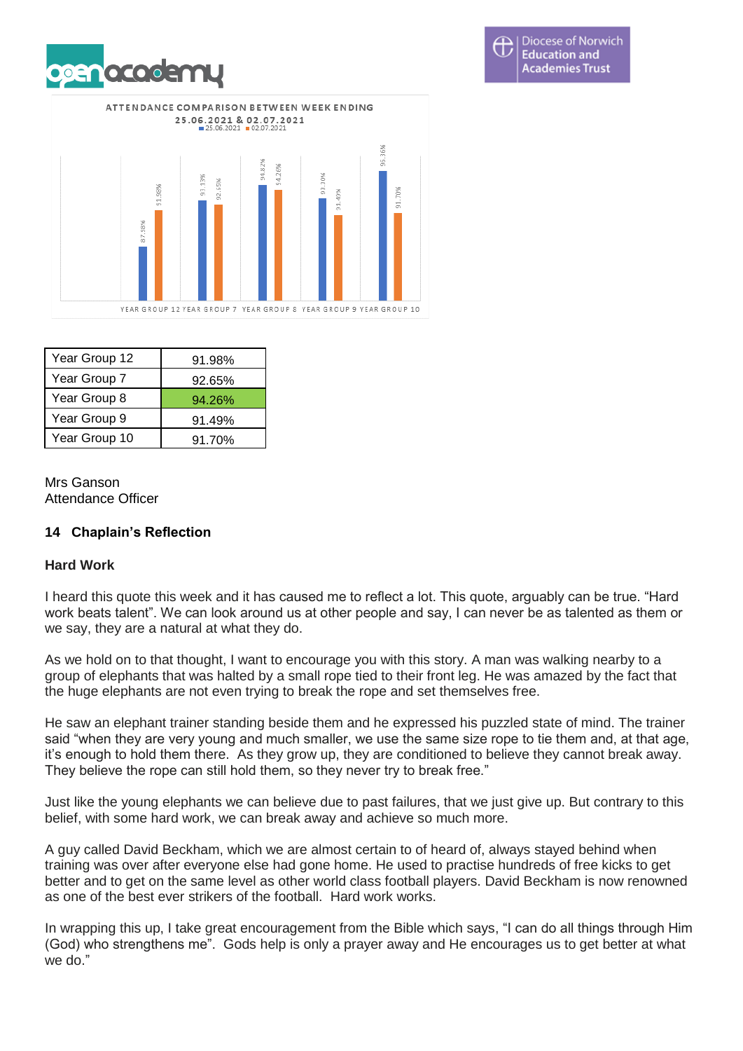ATTENDANCE COMPARISON BETWEEN WEEK ENDING 25.06.2021 & 02.07.2021

| | 25.06.2021 | 02.07.2021 |
|---|---|---|
| YEAR GROUP 12 | 87.98% | 91.98% |
| YEAR GROUP 7 | 93.13% | 92.65% |
| YEAR GROUP 8 | 94.82% | 94.26% |
| YEAR GROUP 9 | 93.30% | 91.49% |
| YEAR GROUP 10 | 96.36% | 91.70% |

| Year Group | Attendance |
|---|---|
| Year Group 12 | 91.98% |
| Year Group 7 | 92.65% |
| Year Group 8 | 94.26% |
| Year Group 9 | 91.49% |
| Year Group 10 | 91.70% |

Mrs Ganson
Attendance Officer

## 14 Chaplain's Reflection

### Hard Work

I heard this quote this week and it has caused me to reflect a lot. This quote, arguably can be true. "Hard work beats talent". We can look around us at other people and say, I can never be as talented as them or we say, they are a natural at what they do.

As we hold on to that thought, I want to encourage you with this story. A man was walking nearby to a group of elephants that was halted by a small rope tied to their front leg. He was amazed by the fact that the huge elephants are not even trying to break the rope and set themselves free.

He saw an elephant trainer standing beside them and he expressed his puzzled state of mind. The trainer said "when they are very young and much smaller, we use the same size rope to tie them and, at that age, it's enough to hold them there. As they grow up, they are conditioned to believe they cannot break away. They believe the rope can still hold them, so they never try to break free."

Just like the young elephants we can believe due to past failures, that we just give up. But contrary to this belief, with some hard work, we can break away and achieve so much more.

A guy called David Beckham, which we are almost certain to of heard of, always stayed behind when training was over after everyone else had gone home. He used to practise hundreds of free kicks to get better and to get on the same level as other world class football players. David Beckham is now renowned as one of the best ever strikers of the football. Hard work works.

In wrapping this up, I take great encouragement from the Bible which says, "I can do all things through Him (God) who strengthens me". Gods help is only a prayer away and He encourages us to get better at what we do."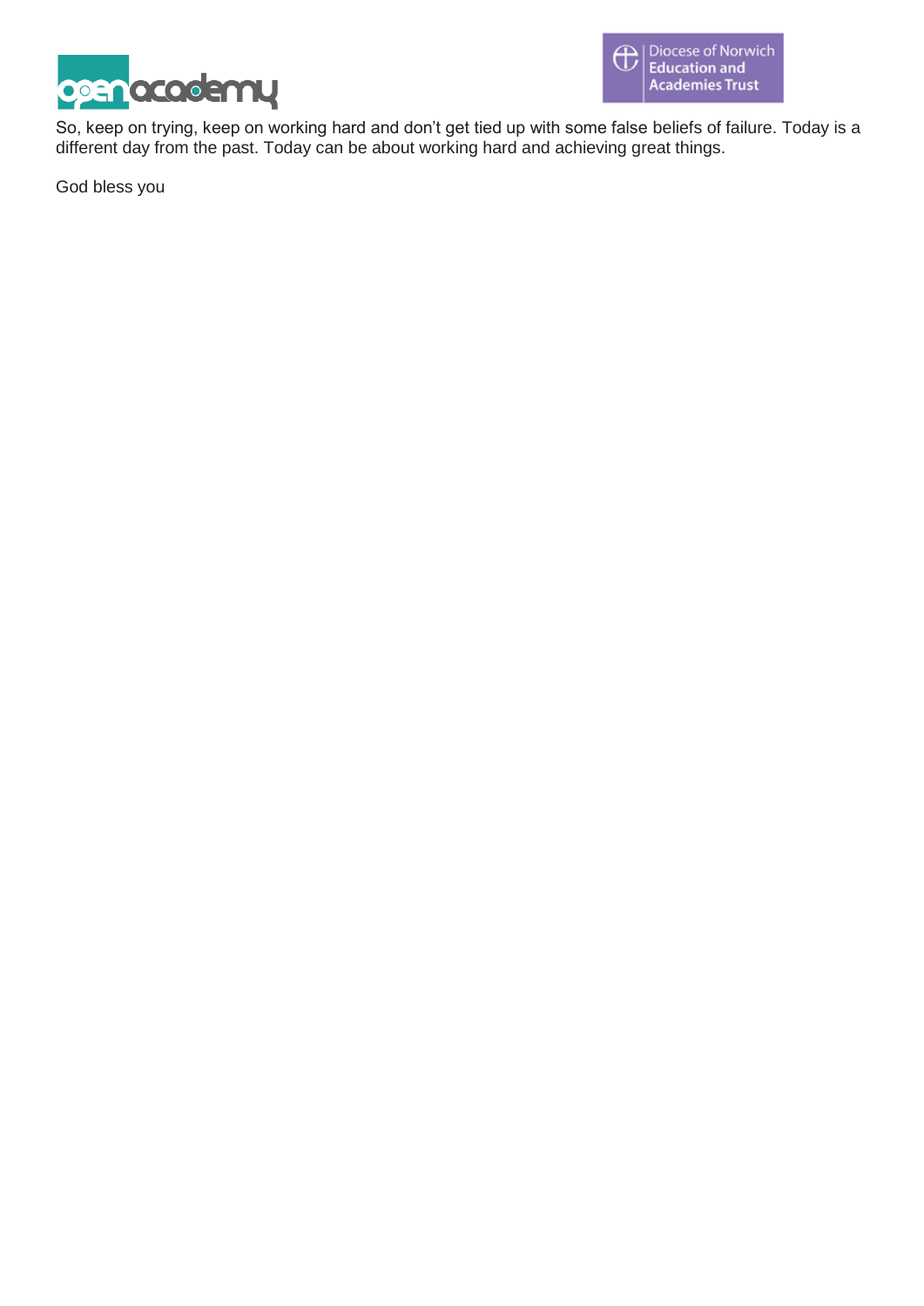So, keep on trying, keep on working hard and don't get tied up with some false beliefs of failure. Today is a different day from the past. Today can be about working hard and achieving great things.

God bless you